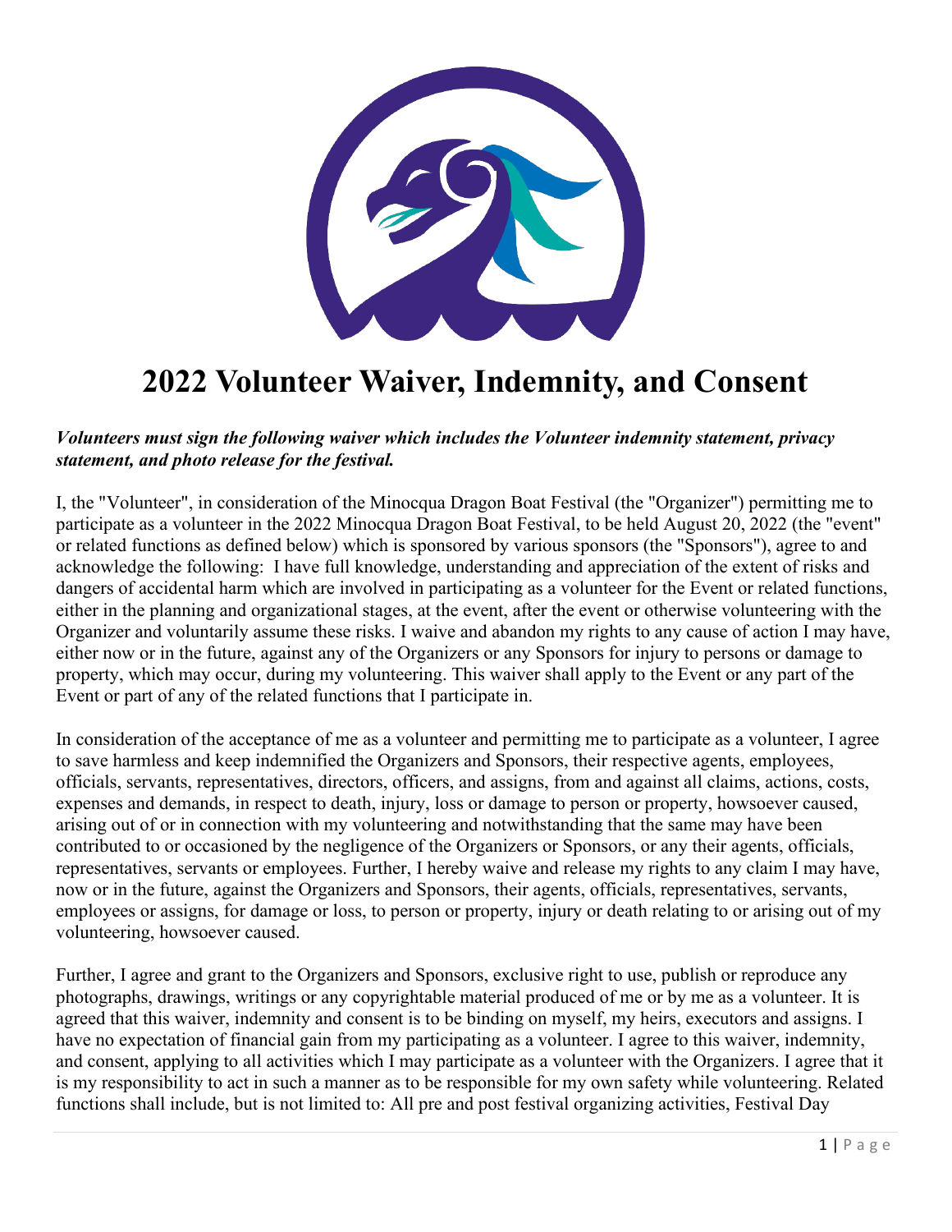# 2022 Volunteer Waiver, Indemnity, and Consent

***Volunteers must sign the following waiver which includes the Volunteer indemnity statement, privacy statement, and photo release for the festival.***

I, the "Volunteer", in consideration of the Minocqua Dragon Boat Festival (the "Organizer") permitting me to participate as a volunteer in the 2022 Minocqua Dragon Boat Festival, to be held August 20, 2022 (the "event" or related functions as defined below) which is sponsored by various sponsors (the "Sponsors"), agree to and acknowledge the following: I have full knowledge, understanding and appreciation of the extent of risks and dangers of accidental harm which are involved in participating as a volunteer for the Event or related functions, either in the planning and organizational stages, at the event, after the event or otherwise volunteering with the Organizer and voluntarily assume these risks. I waive and abandon my rights to any cause of action I may have, either now or in the future, against any of the Organizers or any Sponsors for injury to persons or damage to property, which may occur, during my volunteering. This waiver shall apply to the Event or any part of the Event or part of any of the related functions that I participate in.

In consideration of the acceptance of me as a volunteer and permitting me to participate as a volunteer, I agree to save harmless and keep indemnified the Organizers and Sponsors, their respective agents, employees, officials, servants, representatives, directors, officers, and assigns, from and against all claims, actions, costs, expenses and demands, in respect to death, injury, loss or damage to person or property, howsoever caused, arising out of or in connection with my volunteering and notwithstanding that the same may have been contributed to or occasioned by the negligence of the Organizers or Sponsors, or any their agents, officials, representatives, servants or employees. Further, I hereby waive and release my rights to any claim I may have, now or in the future, against the Organizers and Sponsors, their agents, officials, representatives, servants, employees or assigns, for damage or loss, to person or property, injury or death relating to or arising out of my volunteering, howsoever caused.

Further, I agree and grant to the Organizers and Sponsors, exclusive right to use, publish or reproduce any photographs, drawings, writings or any copyrightable material produced of me or by me as a volunteer. It is agreed that this waiver, indemnity and consent is to be binding on myself, my heirs, executors and assigns. I have no expectation of financial gain from my participating as a volunteer. I agree to this waiver, indemnity, and consent, applying to all activities which I may participate as a volunteer with the Organizers. I agree that it is my responsibility to act in such a manner as to be responsible for my own safety while volunteering. Related functions shall include, but is not limited to: All pre and post festival organizing activities, Festival Day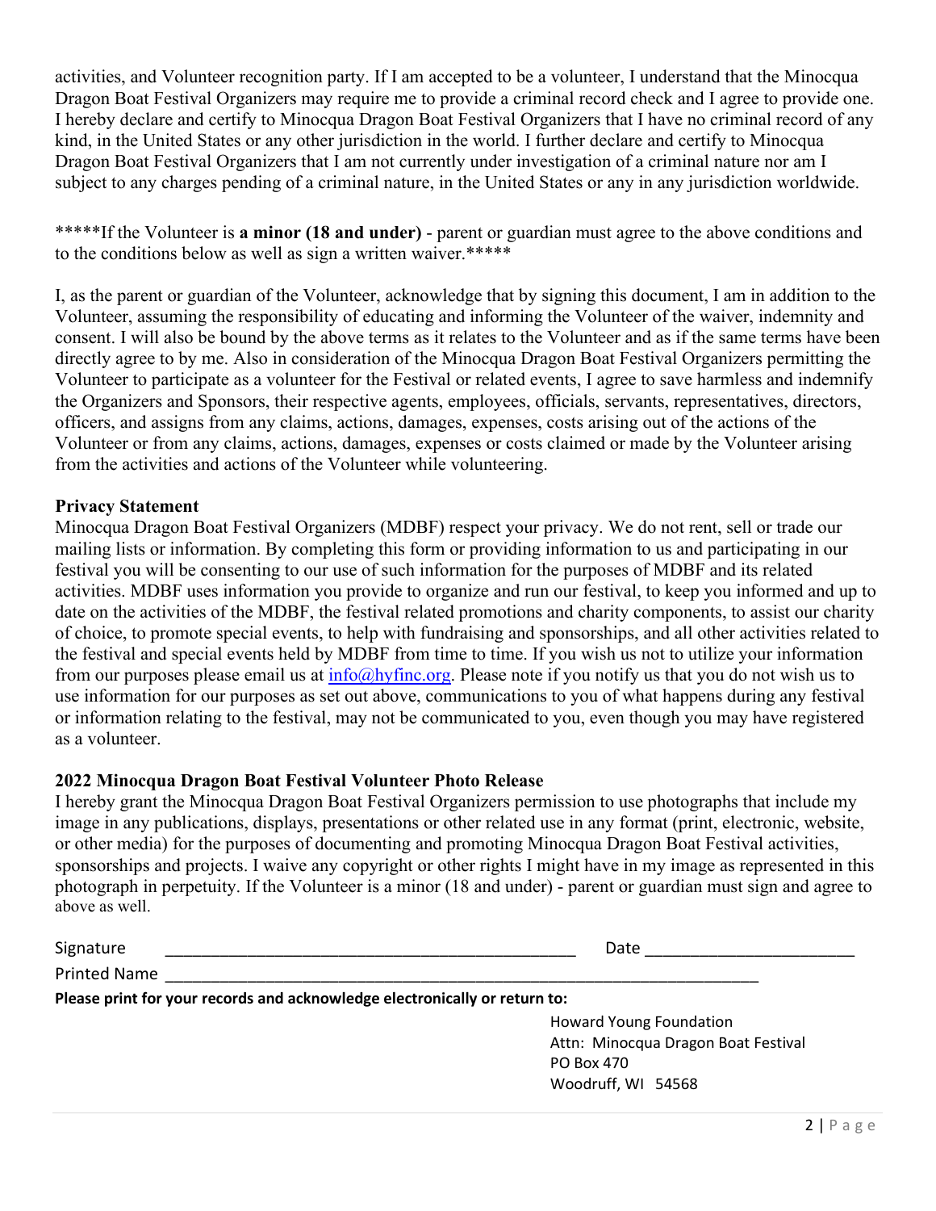activities, and Volunteer recognition party. If I am accepted to be a volunteer, I understand that the Minocqua Dragon Boat Festival Organizers may require me to provide a criminal record check and I agree to provide one. I hereby declare and certify to Minocqua Dragon Boat Festival Organizers that I have no criminal record of any kind, in the United States or any other jurisdiction in the world. I further declare and certify to Minocqua Dragon Boat Festival Organizers that I am not currently under investigation of a criminal nature nor am I subject to any charges pending of a criminal nature, in the United States or any in any jurisdiction worldwide.

*****If the Volunteer is **a minor (18 and under)** - parent or guardian must agree to the above conditions and to the conditions below as well as sign a written waiver.*****

I, as the parent or guardian of the Volunteer, acknowledge that by signing this document, I am in addition to the Volunteer, assuming the responsibility of educating and informing the Volunteer of the waiver, indemnity and consent. I will also be bound by the above terms as it relates to the Volunteer and as if the same terms have been directly agree to by me. Also in consideration of the Minocqua Dragon Boat Festival Organizers permitting the Volunteer to participate as a volunteer for the Festival or related events, I agree to save harmless and indemnify the Organizers and Sponsors, their respective agents, employees, officials, servants, representatives, directors, officers, and assigns from any claims, actions, damages, expenses, costs arising out of the actions of the Volunteer or from any claims, actions, damages, expenses or costs claimed or made by the Volunteer arising from the activities and actions of the Volunteer while volunteering.

**Privacy Statement**

Minocqua Dragon Boat Festival Organizers (MDBF) respect your privacy. We do not rent, sell or trade our mailing lists or information. By completing this form or providing information to us and participating in our festival you will be consenting to our use of such information for the purposes of MDBF and its related activities. MDBF uses information you provide to organize and run our festival, to keep you informed and up to date on the activities of the MDBF, the festival related promotions and charity components, to assist our charity of choice, to promote special events, to help with fundraising and sponsorships, and all other activities related to the festival and special events held by MDBF from time to time. If you wish us not to utilize your information from our purposes please email us at info@hyfinc.org. Please note if you notify us that you do not wish us to use information for our purposes as set out above, communications to you of what happens during any festival or information relating to the festival, may not be communicated to you, even though you may have registered as a volunteer.

**2022 Minocqua Dragon Boat Festival Volunteer Photo Release**

I hereby grant the Minocqua Dragon Boat Festival Organizers permission to use photographs that include my image in any publications, displays, presentations or other related use in any format (print, electronic, website, or other media) for the purposes of documenting and promoting Minocqua Dragon Boat Festival activities, sponsorships and projects. I waive any copyright or other rights I might have in my image as represented in this photograph in perpetuity. If the Volunteer is a minor (18 and under) - parent or guardian must sign and agree to above as well.

Signature ______________________________________________ Date ______________________

Printed Name _________________________________________________________________

**Please print for your records and acknowledge electronically or return to:**

Howard Young Foundation
Attn: Minocqua Dragon Boat Festival
PO Box 470
Woodruff, WI 54568